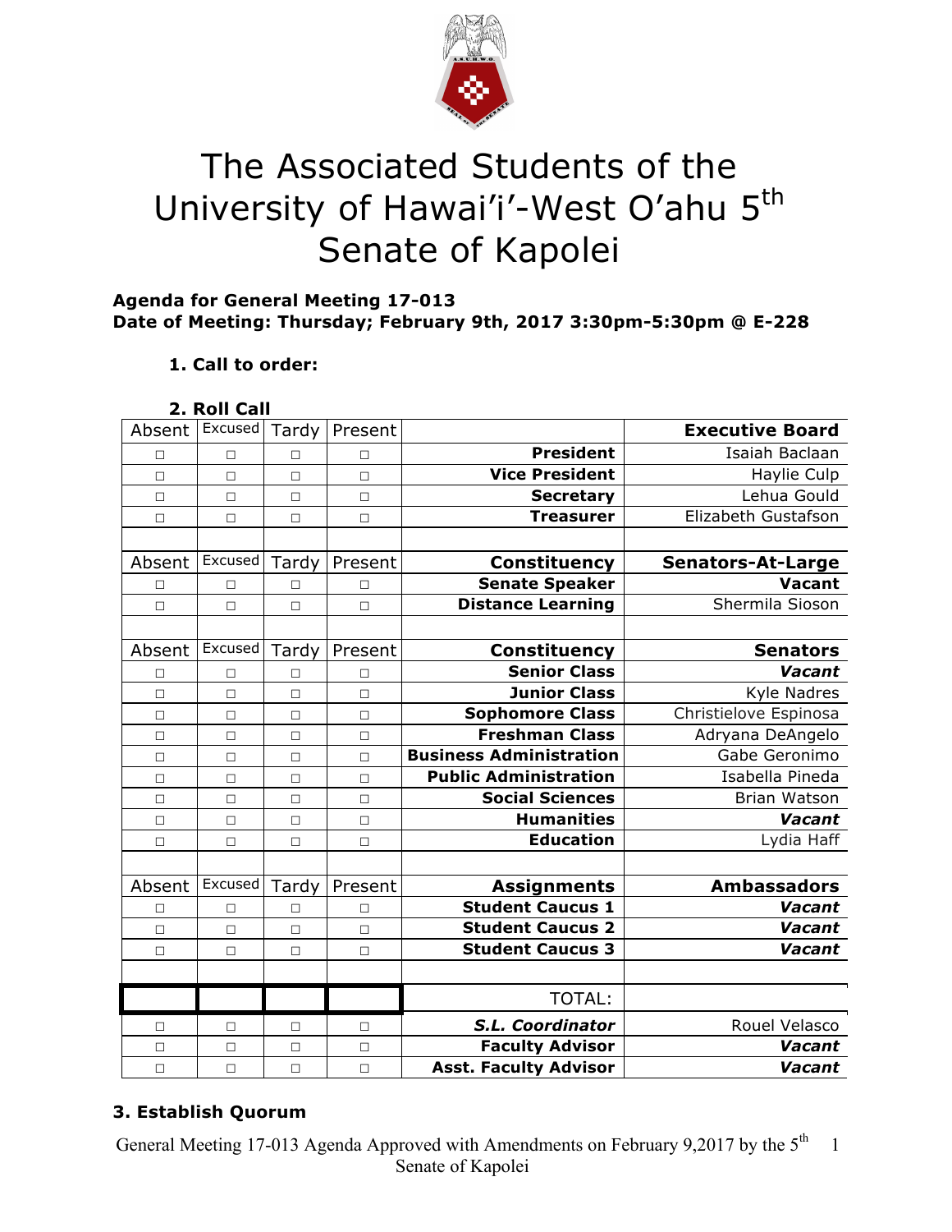# The Associated Students of the University of Hawai'i-West O'ahu 5th Senate of Kapolei

**Agenda for General Meeting 17-013**
**Date of Meeting: Thursday; February 9th, 2017 3:30pm-5:30pm @ E-228**

1. **Call to order:**

2. **Roll Call**

| Absent | Excused | Tardy | Present | | **Executive Board** |
|---|---|---|---|---|---|
| □ | □ | □ | □ | **President** | Isaiah Baclaan |
| □ | □ | □ | □ | **Vice President** | Haylie Culp |
| □ | □ | □ | □ | **Secretary** | Lehua Gould |
| □ | □ | □ | □ | **Treasurer** | Elizabeth Gustafson |
| | | | | | |
| Absent | Excused | Tardy | Present | **Constituency** | **Senators-At-Large** |
| □ | □ | □ | □ | **Senate Speaker** | **Vacant** |
| □ | □ | □ | □ | **Distance Learning** | Shermila Sioson |
| | | | | | |
| Absent | Excused | Tardy | Present | **Constituency** | **Senators** |
| □ | □ | □ | □ | **Senior Class** | ***Vacant*** |
| □ | □ | □ | □ | **Junior Class** | Kyle Nadres |
| □ | □ | □ | □ | **Sophomore Class** | Christielove Espinosa |
| □ | □ | □ | □ | **Freshman Class** | Adryana DeAngelo |
| □ | □ | □ | □ | **Business Administration** | Gabe Geronimo |
| □ | □ | □ | □ | **Public Administration** | Isabella Pineda |
| □ | □ | □ | □ | **Social Sciences** | Brian Watson |
| □ | □ | □ | □ | **Humanities** | ***Vacant*** |
| □ | □ | □ | □ | **Education** | Lydia Haff |
| | | | | | |
| Absent | Excused | Tardy | Present | **Assignments** | **Ambassadors** |
| □ | □ | □ | □ | **Student Caucus 1** | ***Vacant*** |
| □ | □ | □ | □ | **Student Caucus 2** | ***Vacant*** |
| □ | □ | □ | □ | **Student Caucus 3** | ***Vacant*** |
| | | | | | |
| | | | | TOTAL: | |
| □ | □ | □ | □ | ***S.L. Coordinator*** | Rouel Velasco |
| □ | □ | □ | □ | **Faculty Advisor** | ***Vacant*** |
| □ | □ | □ | □ | **Asst. Faculty Advisor** | ***Vacant*** |

3. **Establish Quorum**

General Meeting 17-013 Agenda Approved with Amendments on February 9,2017 by the 5th Senate of Kapolei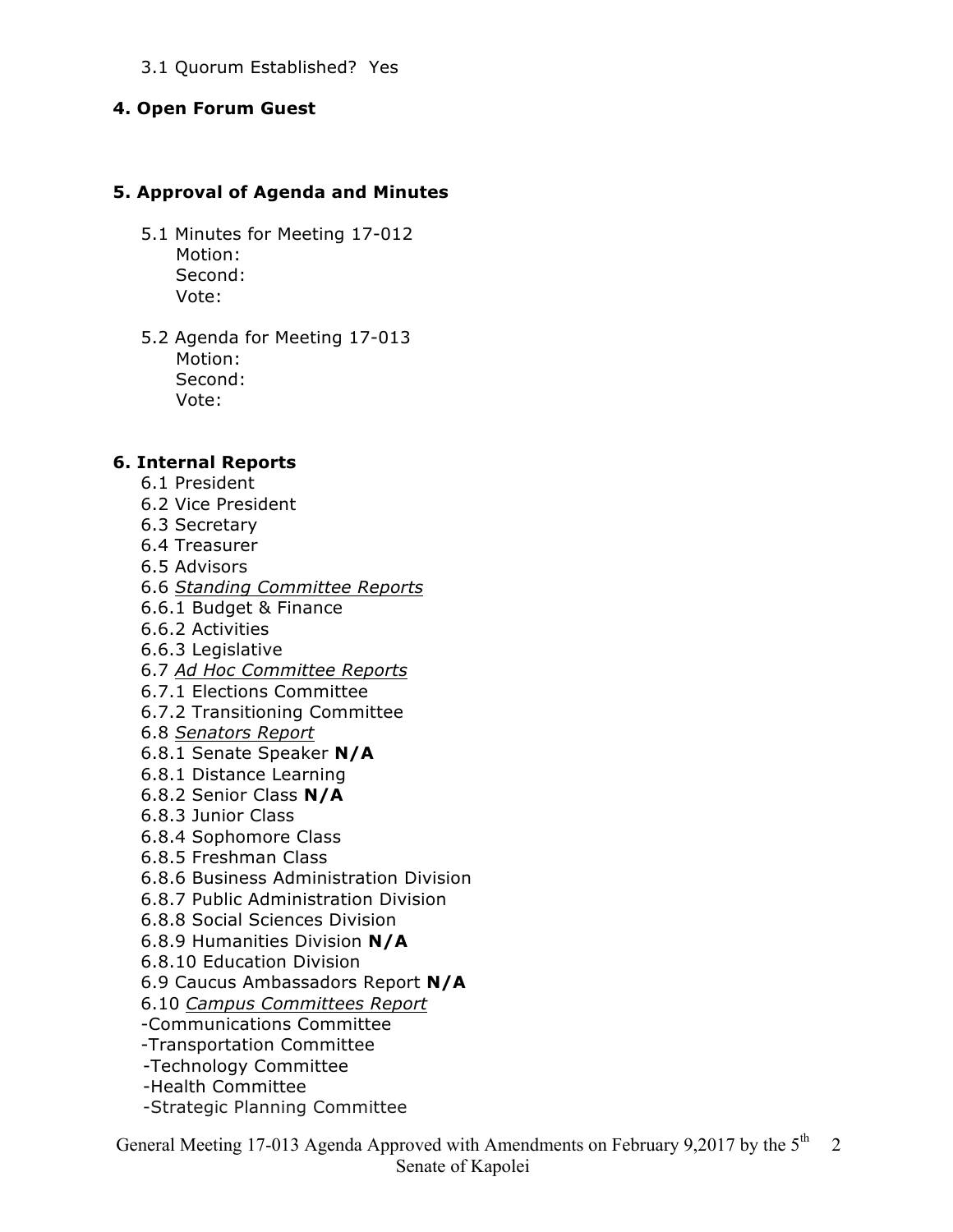3.1 Quorum Established? Yes

**4. Open Forum Guest**

**5. Approval of Agenda and Minutes**

5.1 Minutes for Meeting 17-012
Motion:
Second:
Vote:

5.2 Agenda for Meeting 17-013
Motion:
Second:
Vote:

**6. Internal Reports**

6.1 President
6.2 Vice President
6.3 Secretary
6.4 Treasurer
6.5 Advisors
6.6 *Standing Committee Reports*
6.6.1 Budget & Finance
6.6.2 Activities
6.6.3 Legislative
6.7 *Ad Hoc Committee Reports*
6.7.1 Elections Committee
6.7.2 Transitioning Committee
6.8 *Senators Report*
6.8.1 Senate Speaker **N/A**
6.8.1 Distance Learning
6.8.2 Senior Class **N/A**
6.8.3 Junior Class
6.8.4 Sophomore Class
6.8.5 Freshman Class
6.8.6 Business Administration Division
6.8.7 Public Administration Division
6.8.8 Social Sciences Division
6.8.9 Humanities Division **N/A**
6.8.10 Education Division
6.9 Caucus Ambassadors Report **N/A**
6.10 *Campus Committees Report*
-Communications Committee
-Transportation Committee
-Technology Committee
-Health Committee
-Strategic Planning Committee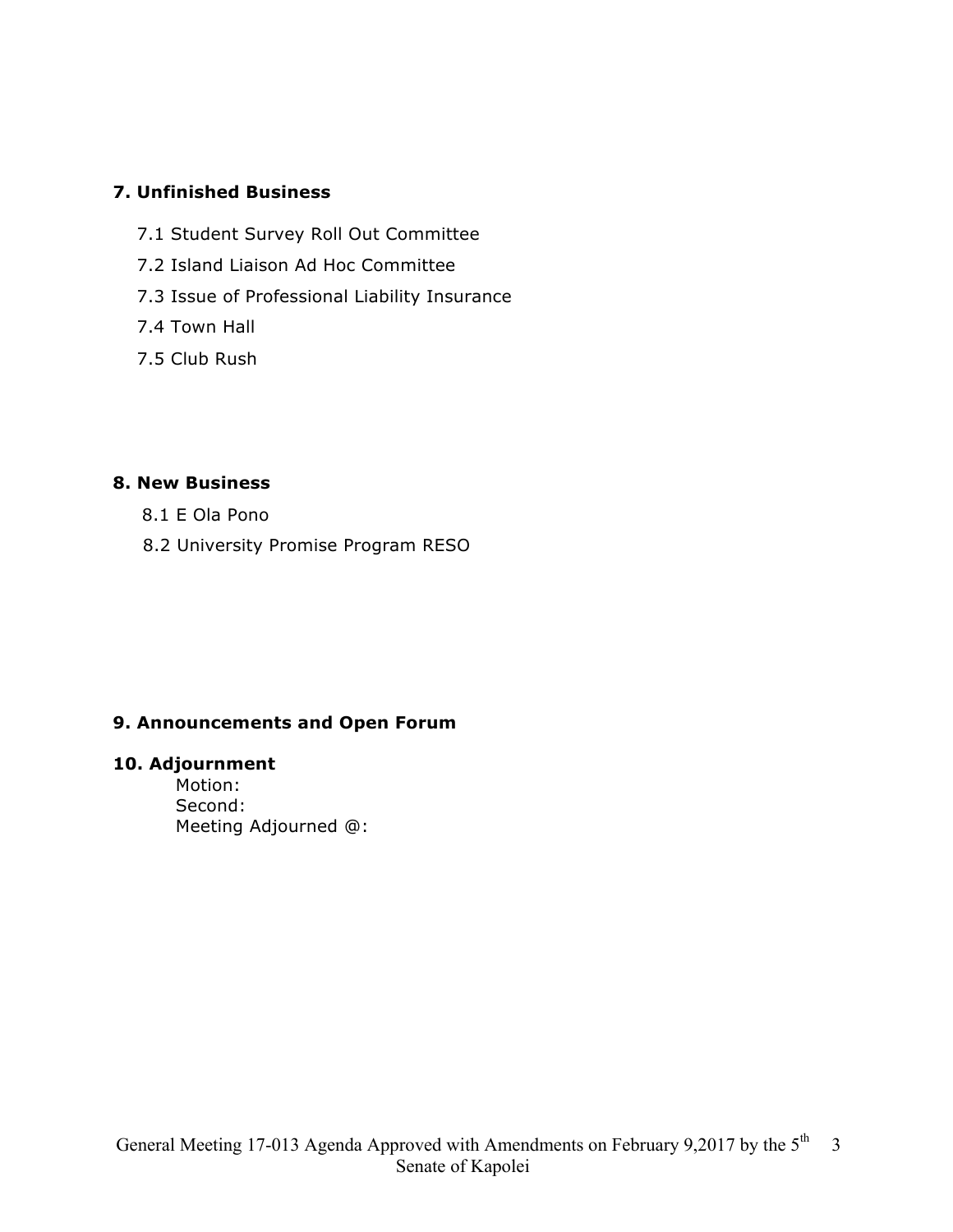## 7. Unfinished Business

7.1 Student Survey Roll Out Committee

7.2 Island Liaison Ad Hoc Committee

7.3 Issue of Professional Liability Insurance

7.4 Town Hall

7.5 Club Rush

## 8. New Business

8.1 E Ola Pono

8.2 University Promise Program RESO

## 9. Announcements and Open Forum

## 10. Adjournment

Motion:
Second:
Meeting Adjourned @: